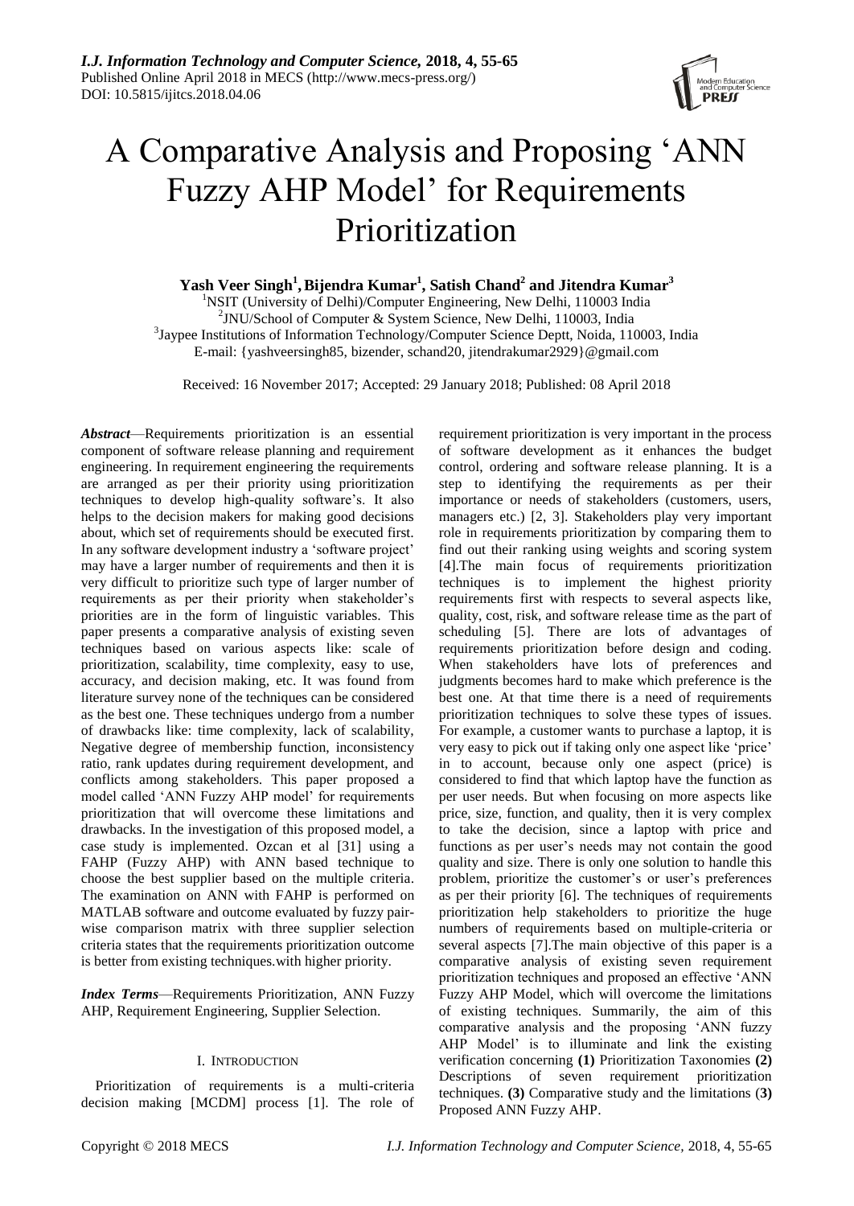# A Comparative Analysis and Proposing 'ANN Fuzzy AHP Model' for Requirements Prioritization

**Yash Veer Singh[1], Bijendra Kumar[1], Satish Chand[2] and Jitendra Kumar[3]**

[1]NSIT (University of Delhi)/Computer Engineering, New Delhi, 110003 India
[2]JNU/School of Computer & System Science, New Delhi, 110003, India
[3]Jaypee Institutions of Information Technology/Computer Science Deptt, Noida, 110003, India
E-mail: {yashveersingh85, bizender, schand20, jitendrakumar2929}@gmail.com

Received: 16 November 2017; Accepted: 29 January 2018; Published: 08 April 2018

***Abstract***—Requirements prioritization is an essential component of software release planning and requirement engineering. In requirement engineering the requirements are arranged as per their priority using prioritization techniques to develop high-quality software's. It also helps to the decision makers for making good decisions about, which set of requirements should be executed first. In any software development industry a 'software project' may have a larger number of requirements and then it is very difficult to prioritize such type of larger number of requirements as per their priority when stakeholder's priorities are in the form of linguistic variables. This paper presents a comparative analysis of existing seven techniques based on various aspects like: scale of prioritization, scalability, time complexity, easy to use, accuracy, and decision making, etc. It was found from literature survey none of the techniques can be considered as the best one. These techniques undergo from a number of drawbacks like: time complexity, lack of scalability, Negative degree of membership function, inconsistency ratio, rank updates during requirement development, and conflicts among stakeholders. This paper proposed a model called 'ANN Fuzzy AHP model' for requirements prioritization that will overcome these limitations and drawbacks. In the investigation of this proposed model, a case study is implemented. Ozcan et al [31] using a FAHP (Fuzzy AHP) with ANN based technique to choose the best supplier based on the multiple criteria. The examination on ANN with FAHP is performed on MATLAB software and outcome evaluated by fuzzy pair-wise comparison matrix with three supplier selection criteria states that the requirements prioritization outcome is better from existing techniques.with higher priority.

***Index Terms***—Requirements Prioritization, ANN Fuzzy AHP, Requirement Engineering, Supplier Selection.

## I. Introduction

Prioritization of requirements is a multi-criteria decision making [MCDM] process [1]. The role of requirement prioritization is very important in the process of software development as it enhances the budget control, ordering and software release planning. It is a step to identifying the requirements as per their importance or needs of stakeholders (customers, users, managers etc.) [2, 3]. Stakeholders play very important role in requirements prioritization by comparing them to find out their ranking using weights and scoring system [4].The main focus of requirements prioritization techniques is to implement the highest priority requirements first with respects to several aspects like, quality, cost, risk, and software release time as the part of scheduling [5]. There are lots of advantages of requirements prioritization before design and coding. When stakeholders have lots of preferences and judgments becomes hard to make which preference is the best one. At that time there is a need of requirements prioritization techniques to solve these types of issues. For example, a customer wants to purchase a laptop, it is very easy to pick out if taking only one aspect like 'price' in to account, because only one aspect (price) is considered to find that which laptop have the function as per user needs. But when focusing on more aspects like price, size, function, and quality, then it is very complex to take the decision, since a laptop with price and functions as per user's needs may not contain the good quality and size. There is only one solution to handle this problem, prioritize the customer's or user's preferences as per their priority [6]. The techniques of requirements prioritization help stakeholders to prioritize the huge numbers of requirements based on multiple-criteria or several aspects [7].The main objective of this paper is a comparative analysis of existing seven requirement prioritization techniques and proposed an effective 'ANN Fuzzy AHP Model, which will overcome the limitations of existing techniques. Summarily, the aim of this comparative analysis and the proposing 'ANN fuzzy AHP Model' is to illuminate and link the existing verification concerning **(1)** Prioritization Taxonomies **(2)** Descriptions of seven requirement prioritization techniques. **(3)** Comparative study and the limitations (**3)** Proposed ANN Fuzzy AHP.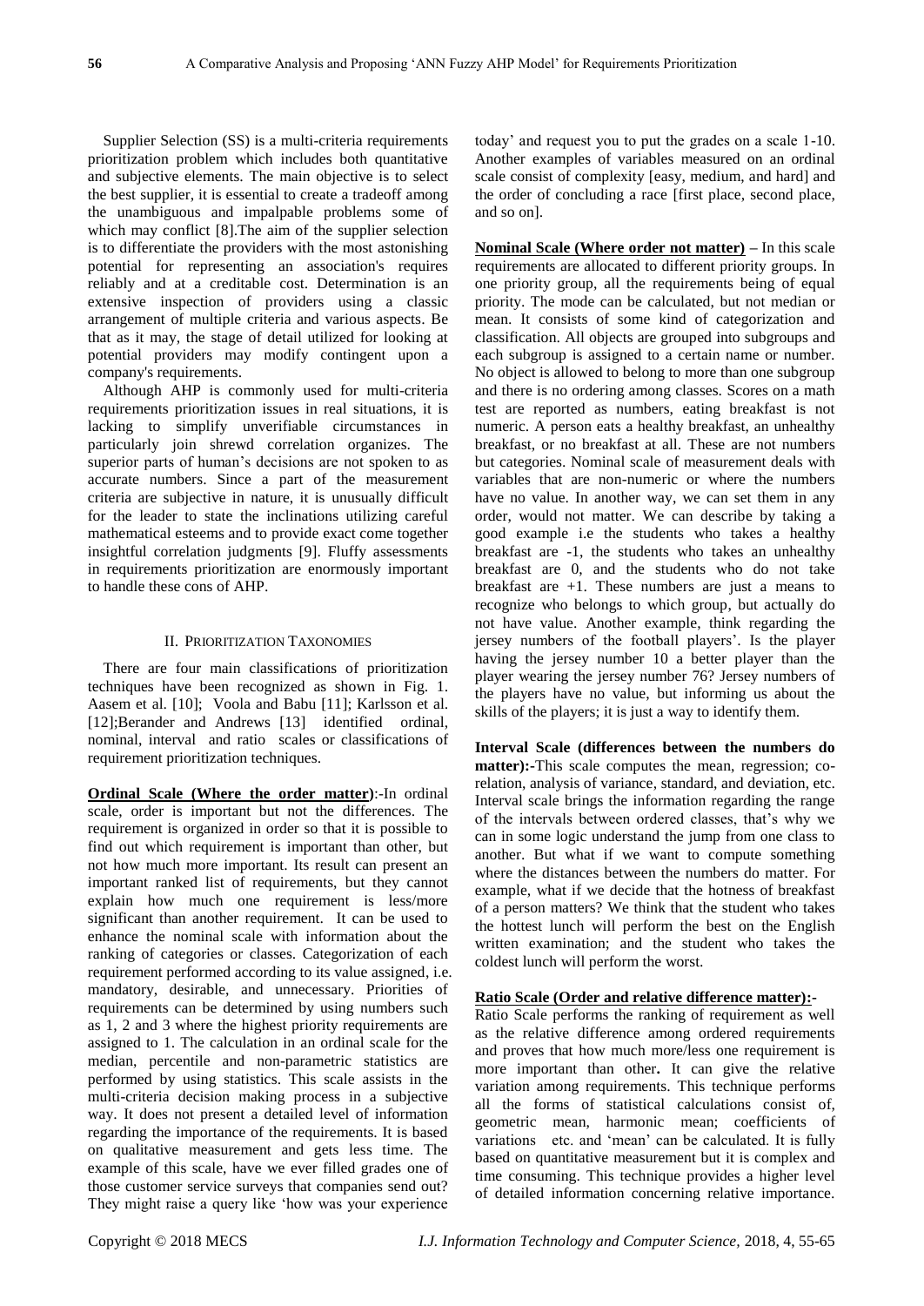Supplier Selection (SS) is a multi-criteria requirements prioritization problem which includes both quantitative and subjective elements. The main objective is to select the best supplier, it is essential to create a tradeoff among the unambiguous and impalpable problems some of which may conflict [8].The aim of the supplier selection is to differentiate the providers with the most astonishing potential for representing an association's requires reliably and at a creditable cost. Determination is an extensive inspection of providers using a classic arrangement of multiple criteria and various aspects. Be that as it may, the stage of detail utilized for looking at potential providers may modify contingent upon a company's requirements.

Although AHP is commonly used for multi-criteria requirements prioritization issues in real situations, it is lacking to simplify unverifiable circumstances in particularly join shrewd correlation organizes. The superior parts of human's decisions are not spoken to as accurate numbers. Since a part of the measurement criteria are subjective in nature, it is unusually difficult for the leader to state the inclinations utilizing careful mathematical esteems and to provide exact come together insightful correlation judgments [9]. Fluffy assessments in requirements prioritization are enormously important to handle these cons of AHP.

## II. Prioritization Taxonomies

There are four main classifications of prioritization techniques have been recognized as shown in Fig. 1. Aasem et al. [10]; Voola and Babu [11]; Karlsson et al. [12];Berander and Andrews [13] identified ordinal, nominal, interval and ratio scales or classifications of requirement prioritization techniques.

**Ordinal Scale (Where the order matter)**:-In ordinal scale, order is important but not the differences. The requirement is organized in order so that it is possible to find out which requirement is important than other, but not how much more important. Its result can present an important ranked list of requirements, but they cannot explain how much one requirement is less/more significant than another requirement. It can be used to enhance the nominal scale with information about the ranking of categories or classes. Categorization of each requirement performed according to its value assigned, i.e. mandatory, desirable, and unnecessary. Priorities of requirements can be determined by using numbers such as 1, 2 and 3 where the highest priority requirements are assigned to 1. The calculation in an ordinal scale for the median, percentile and non-parametric statistics are performed by using statistics. This scale assists in the multi-criteria decision making process in a subjective way. It does not present a detailed level of information regarding the importance of the requirements. It is based on qualitative measurement and gets less time. The example of this scale, have we ever filled grades one of those customer service surveys that companies send out? They might raise a query like 'how was your experience today' and request you to put the grades on a scale 1-10. Another examples of variables measured on an ordinal scale consist of complexity [easy, medium, and hard] and the order of concluding a race [first place, second place, and so on].

**Nominal Scale (Where order not matter)** – In this scale requirements are allocated to different priority groups. In one priority group, all the requirements being of equal priority. The mode can be calculated, but not median or mean. It consists of some kind of categorization and classification. All objects are grouped into subgroups and each subgroup is assigned to a certain name or number. No object is allowed to belong to more than one subgroup and there is no ordering among classes. Scores on a math test are reported as numbers, eating breakfast is not numeric. A person eats a healthy breakfast, an unhealthy breakfast, or no breakfast at all. These are not numbers but categories. Nominal scale of measurement deals with variables that are non-numeric or where the numbers have no value. In another way, we can set them in any order, would not matter. We can describe by taking a good example i.e the students who takes a healthy breakfast are -1, the students who takes an unhealthy breakfast are 0, and the students who do not take breakfast are +1. These numbers are just a means to recognize who belongs to which group, but actually do not have value. Another example, think regarding the jersey numbers of the football players'. Is the player having the jersey number 10 a better player than the player wearing the jersey number 76? Jersey numbers of the players have no value, but informing us about the skills of the players; it is just a way to identify them.

**Interval Scale (differences between the numbers do matter):**-This scale computes the mean, regression; co-relation, analysis of variance, standard, and deviation, etc. Interval scale brings the information regarding the range of the intervals between ordered classes, that's why we can in some logic understand the jump from one class to another. But what if we want to compute something where the distances between the numbers do matter. For example, what if we decide that the hotness of breakfast of a person matters? We think that the student who takes the hottest lunch will perform the best on the English written examination; and the student who takes the coldest lunch will perform the worst.

**Ratio Scale (Order and relative difference matter):-**
Ratio Scale performs the ranking of requirement as well as the relative difference among ordered requirements and proves that how much more/less one requirement is more important than other**.** It can give the relative variation among requirements. This technique performs all the forms of statistical calculations consist of, geometric mean, harmonic mean; coefficients of variations etc. and 'mean' can be calculated. It is fully based on quantitative measurement but it is complex and time consuming. This technique provides a higher level of detailed information concerning relative importance.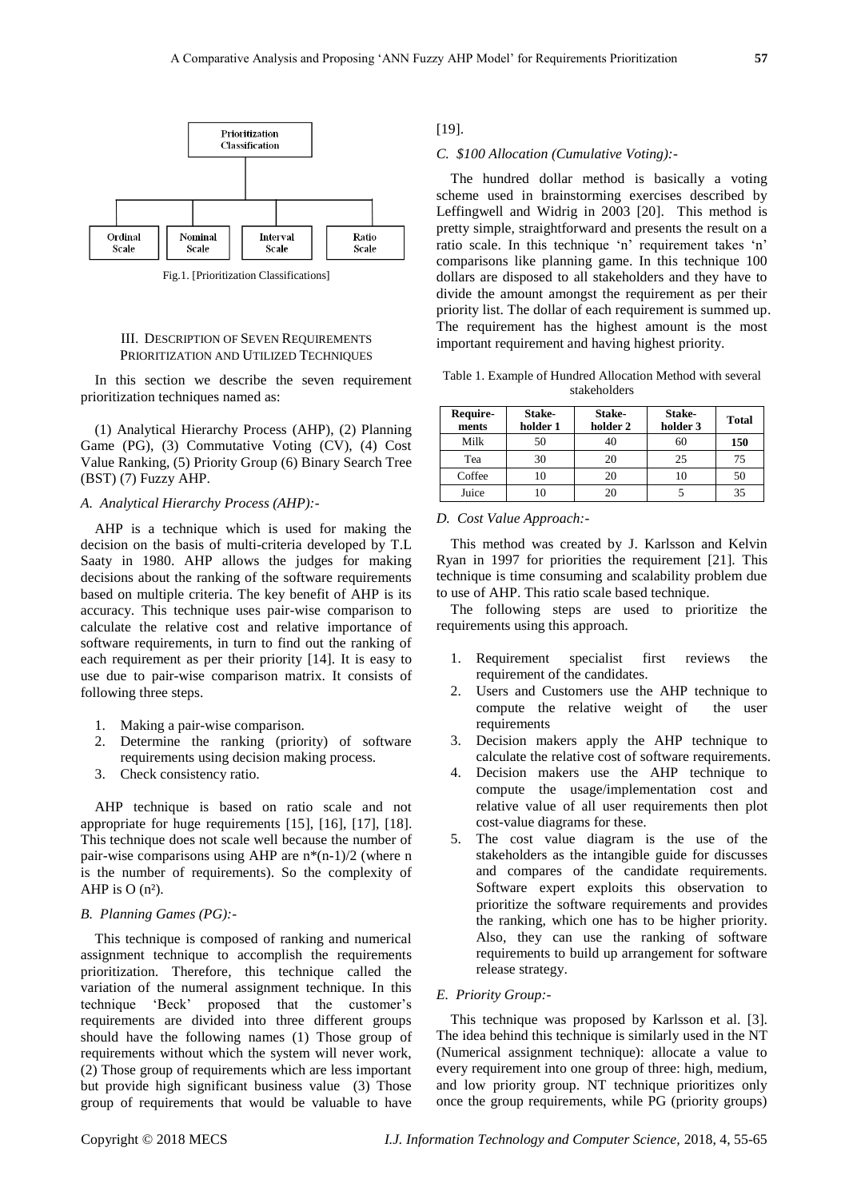Prioritization Classification

Ordinal Scale | Nominal Scale | Interval Scale | Ratio Scale

Fig.1. [Prioritization Classifications]

### III. Description of Seven Requirements Prioritization and Utilized Techniques

In this section we describe the seven requirement prioritization techniques named as:

(1) Analytical Hierarchy Process (AHP), (2) Planning Game (PG), (3) Commutative Voting (CV), (4) Cost Value Ranking, (5) Priority Group (6) Binary Search Tree (BST) (7) Fuzzy AHP.

#### A. Analytical Hierarchy Process (AHP):-

AHP is a technique which is used for making the decision on the basis of multi-criteria developed by T.L Saaty in 1980. AHP allows the judges for making decisions about the ranking of the software requirements based on multiple criteria. The key benefit of AHP is its accuracy. This technique uses pair-wise comparison to calculate the relative cost and relative importance of software requirements, in turn to find out the ranking of each requirement as per their priority [14]. It is easy to use due to pair-wise comparison matrix. It consists of following three steps.

1. Making a pair-wise comparison.
2. Determine the ranking (priority) of software requirements using decision making process.
3. Check consistency ratio.

AHP technique is based on ratio scale and not appropriate for huge requirements [15], [16], [17], [18]. This technique does not scale well because the number of pair-wise comparisons using AHP are $n*(n-1)/2$ (where n is the number of requirements). So the complexity of AHP is $O(n^2)$.

#### B. Planning Games (PG):-

This technique is composed of ranking and numerical assignment technique to accomplish the requirements prioritization. Therefore, this technique called the variation of the numeral assignment technique. In this technique 'Beck' proposed that the customer's requirements are divided into three different groups should have the following names (1) Those group of requirements without which the system will never work, (2) Those group of requirements which are less important but provide high significant business value (3) Those group of requirements that would be valuable to have [19].

#### C. $100 Allocation (Cumulative Voting):-

The hundred dollar method is basically a voting scheme used in brainstorming exercises described by Leffingwell and Widrig in 2003 [20]. This method is pretty simple, straightforward and presents the result on a ratio scale. In this technique 'n' requirement takes 'n' comparisons like planning game. In this technique 100 dollars are disposed to all stakeholders and they have to divide the amount amongst the requirement as per their priority list. The dollar of each requirement is summed up. The requirement has the highest amount is the most important requirement and having highest priority.

Table 1. Example of Hundred Allocation Method with several stakeholders

| Require-ments | Stake-holder 1 | Stake-holder 2 | Stake-holder 3 | Total |
|---|---|---|---|---|
| Milk | 50 | 40 | 60 | **150** |
| Tea | 30 | 20 | 25 | 75 |
| Coffee | 10 | 20 | 10 | 50 |
| Juice | 10 | 20 | 5 | 35 |

#### D. Cost Value Approach:-

This method was created by J. Karlsson and Kelvin Ryan in 1997 for priorities the requirement [21]. This technique is time consuming and scalability problem due to use of AHP. This ratio scale based technique.

The following steps are used to prioritize the requirements using this approach.

1. Requirement specialist first reviews the requirement of the candidates.
2. Users and Customers use the AHP technique to compute the relative weight of the user requirements
3. Decision makers apply the AHP technique to calculate the relative cost of software requirements.
4. Decision makers use the AHP technique to compute the usage/implementation cost and relative value of all user requirements then plot cost-value diagrams for these.
5. The cost value diagram is the use of the stakeholders as the intangible guide for discusses and compares of the candidate requirements. Software expert exploits this observation to prioritize the software requirements and provides the ranking, which one has to be higher priority. Also, they can use the ranking of software requirements to build up arrangement for software release strategy.

#### E. Priority Group:-

This technique was proposed by Karlsson et al. [3]. The idea behind this technique is similarly used in the NT (Numerical assignment technique): allocate a value to every requirement into one group of three: high, medium, and low priority group. NT technique prioritizes only once the group requirements, while PG (priority groups)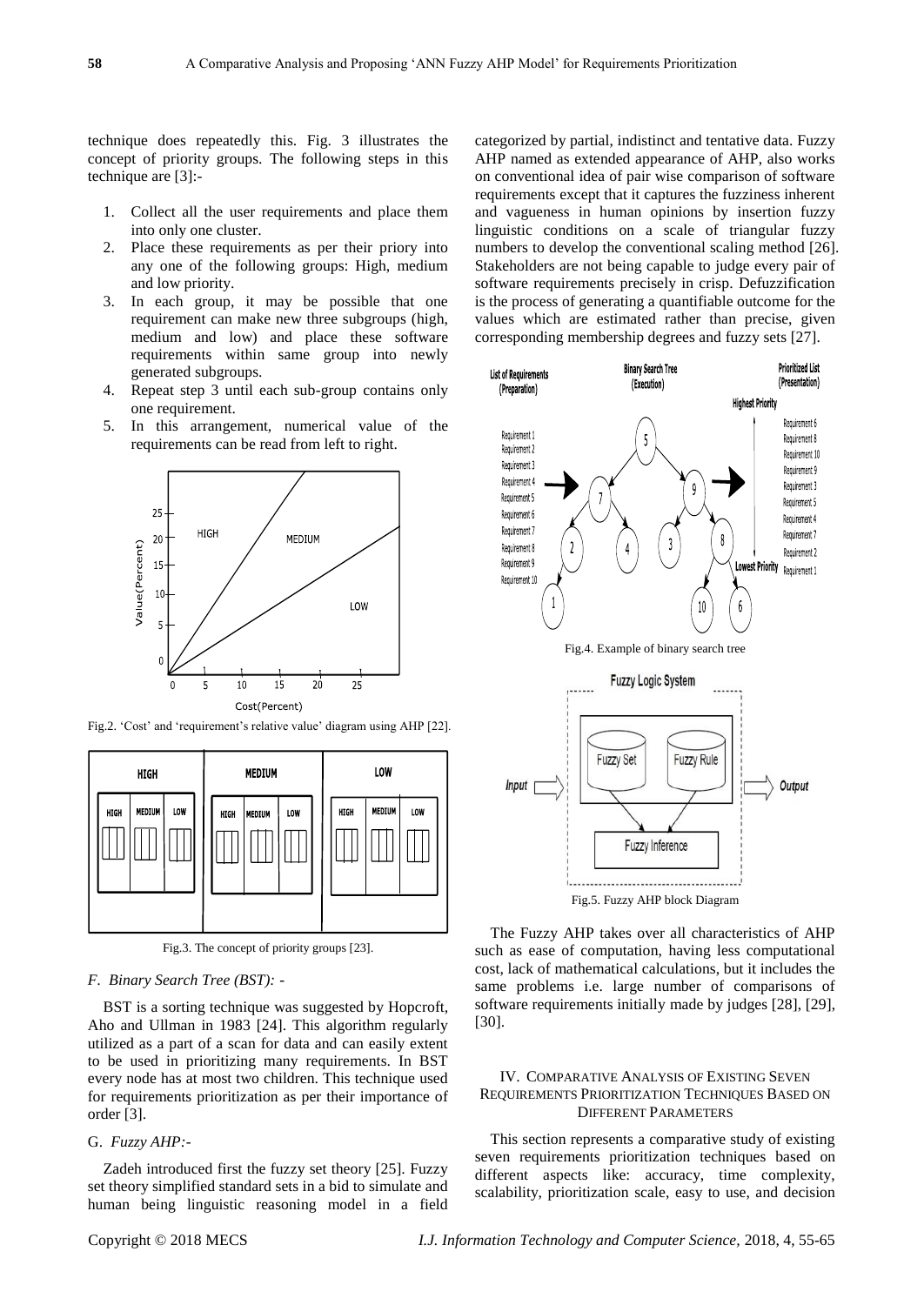technique does repeatedly this. Fig. 3 illustrates the concept of priority groups. The following steps in this technique are [3]:-

1. Collect all the user requirements and place them into only one cluster.
2. Place these requirements as per their priory into any one of the following groups: High, medium and low priority.
3. In each group, it may be possible that one requirement can make new three subgroups (high, medium and low) and place these software requirements within same group into newly generated subgroups.
4. Repeat step 3 until each sub-group contains only one requirement.
5. In this arrangement, numerical value of the requirements can be read from left to right.

Fig.2. 'Cost' and 'requirement's relative value' diagram using AHP [22].

Fig.3. The concept of priority groups [23].

### *F. Binary Search Tree (BST): -*

BST is a sorting technique was suggested by Hopcroft, Aho and Ullman in 1983 [24]. This algorithm regularly utilized as a part of a scan for data and can easily extent to be used in prioritizing many requirements. In BST every node has at most two children. This technique used for requirements prioritization as per their importance of order [3].

### G. *Fuzzy AHP:-*

Zadeh introduced first the fuzzy set theory [25]. Fuzzy set theory simplified standard sets in a bid to simulate and human being linguistic reasoning model in a field categorized by partial, indistinct and tentative data. Fuzzy AHP named as extended appearance of AHP, also works on conventional idea of pair wise comparison of software requirements except that it captures the fuzziness inherent and vagueness in human opinions by insertion fuzzy linguistic conditions on a scale of triangular fuzzy numbers to develop the conventional scaling method [26]. Stakeholders are not being capable to judge every pair of software requirements precisely in crisp. Defuzzification is the process of generating a quantifiable outcome for the values which are estimated rather than precise, given corresponding membership degrees and fuzzy sets [27].

Fig.4. Example of binary search tree

Fig.5. Fuzzy AHP block Diagram

The Fuzzy AHP takes over all characteristics of AHP such as ease of computation, having less computational cost, lack of mathematical calculations, but it includes the same problems i.e. large number of comparisons of software requirements initially made by judges [28], [29], [30].

## IV. Comparative Analysis of Existing Seven Requirements Prioritization Techniques Based on Different Parameters

This section represents a comparative study of existing seven requirements prioritization techniques based on different aspects like: accuracy, time complexity, scalability, prioritization scale, easy to use, and decision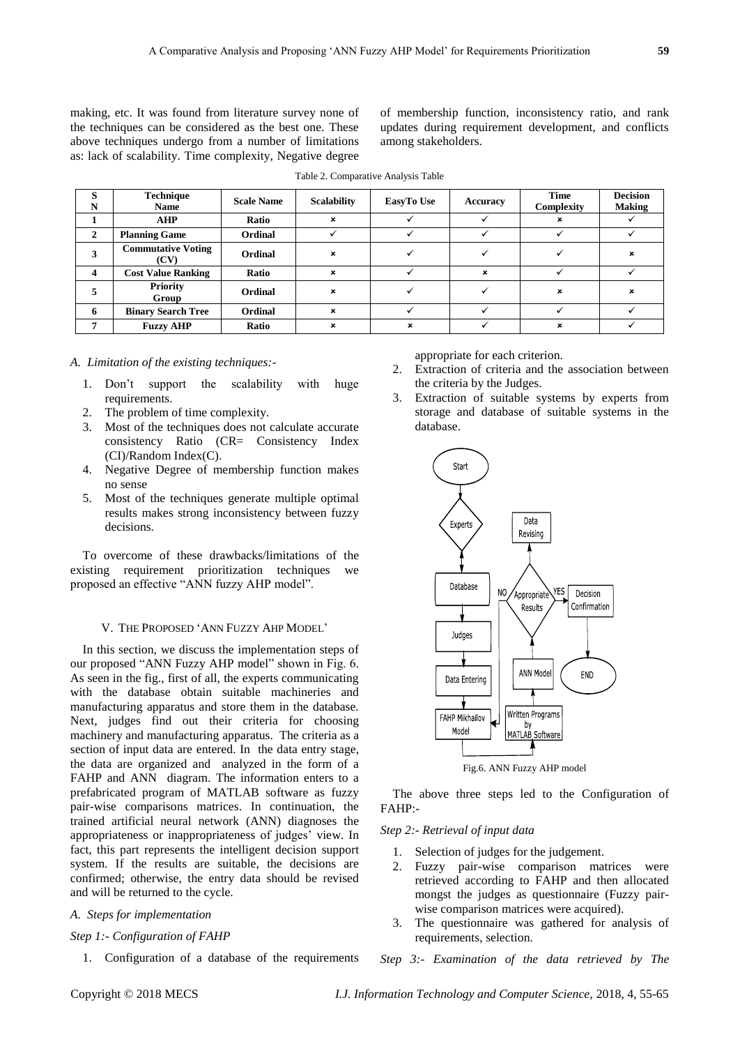making, etc. It was found from literature survey none of the techniques can be considered as the best one. These above techniques undergo from a number of limitations as: lack of scalability. Time complexity, Negative degree of membership function, inconsistency ratio, and rank updates during requirement development, and conflicts among stakeholders.

Table 2. Comparative Analysis Table

| S N | Technique Name | Scale Name | Scalability | EasyTo Use | Accuracy | Time Complexity | Decision Making |
|---|---|---|---|---|---|---|---|
| 1 | **AHP** | **Ratio** | × | ✓ | ✓ | × | ✓ |
| 2 | **Planning Game** | **Ordinal** | ✓ | ✓ | ✓ | ✓ | ✓ |
| 3 | **Commutative Voting (CV)** | **Ordinal** | × | ✓ | ✓ | ✓ | × |
| 4 | **Cost Value Ranking** | **Ratio** | × | ✓ | × | ✓ | ✓ |
| 5 | **Priority Group** | **Ordinal** | × | ✓ | ✓ | × | × |
| 6 | **Binary Search Tree** | **Ordinal** | × | ✓ | ✓ | ✓ | ✓ |
| 7 | **Fuzzy AHP** | **Ratio** | × | × | ✓ | × | ✓ |

*A. Limitation of the existing techniques:-*

1. Don't support the scalability with huge requirements.
2. The problem of time complexity.
3. Most of the techniques does not calculate accurate consistency Ratio (CR= Consistency Index (CI)/Random Index(C).
4. Negative Degree of membership function makes no sense
5. Most of the techniques generate multiple optimal results makes strong inconsistency between fuzzy decisions.

To overcome of these drawbacks/limitations of the existing requirement prioritization techniques we proposed an effective "ANN fuzzy AHP model".

## V. The Proposed 'ANN Fuzzy AHP Model'

In this section, we discuss the implementation steps of our proposed "ANN Fuzzy AHP model" shown in Fig. 6. As seen in the fig., first of all, the experts communicating with the database obtain suitable machineries and manufacturing apparatus and store them in the database. Next, judges find out their criteria for choosing machinery and manufacturing apparatus. The criteria as a section of input data are entered. In the data entry stage, the data are organized and analyzed in the form of a FAHP and ANN diagram. The information enters to a prefabricated program of MATLAB software as fuzzy pair-wise comparisons matrices. In continuation, the trained artificial neural network (ANN) diagnoses the appropriateness or inappropriateness of judges' view. In fact, this part represents the intelligent decision support system. If the results are suitable, the decisions are confirmed; otherwise, the entry data should be revised and will be returned to the cycle.

*A. Steps for implementation*

*Step 1:- Configuration of FAHP*

1. Configuration of a database of the requirements appropriate for each criterion.
2. Extraction of criteria and the association between the criteria by the Judges.
3. Extraction of suitable systems by experts from storage and database of suitable systems in the database.

Fig.6. ANN Fuzzy AHP model

The above three steps led to the Configuration of FAHP:-

*Step 2:- Retrieval of input data*

1. Selection of judges for the judgement.
2. Fuzzy pair-wise comparison matrices were retrieved according to FAHP and then allocated mongst the judges as questionnaire (Fuzzy pair-wise comparison matrices were acquired).
3. The questionnaire was gathered for analysis of requirements, selection.

*Step 3:- Examination of the data retrieved by The*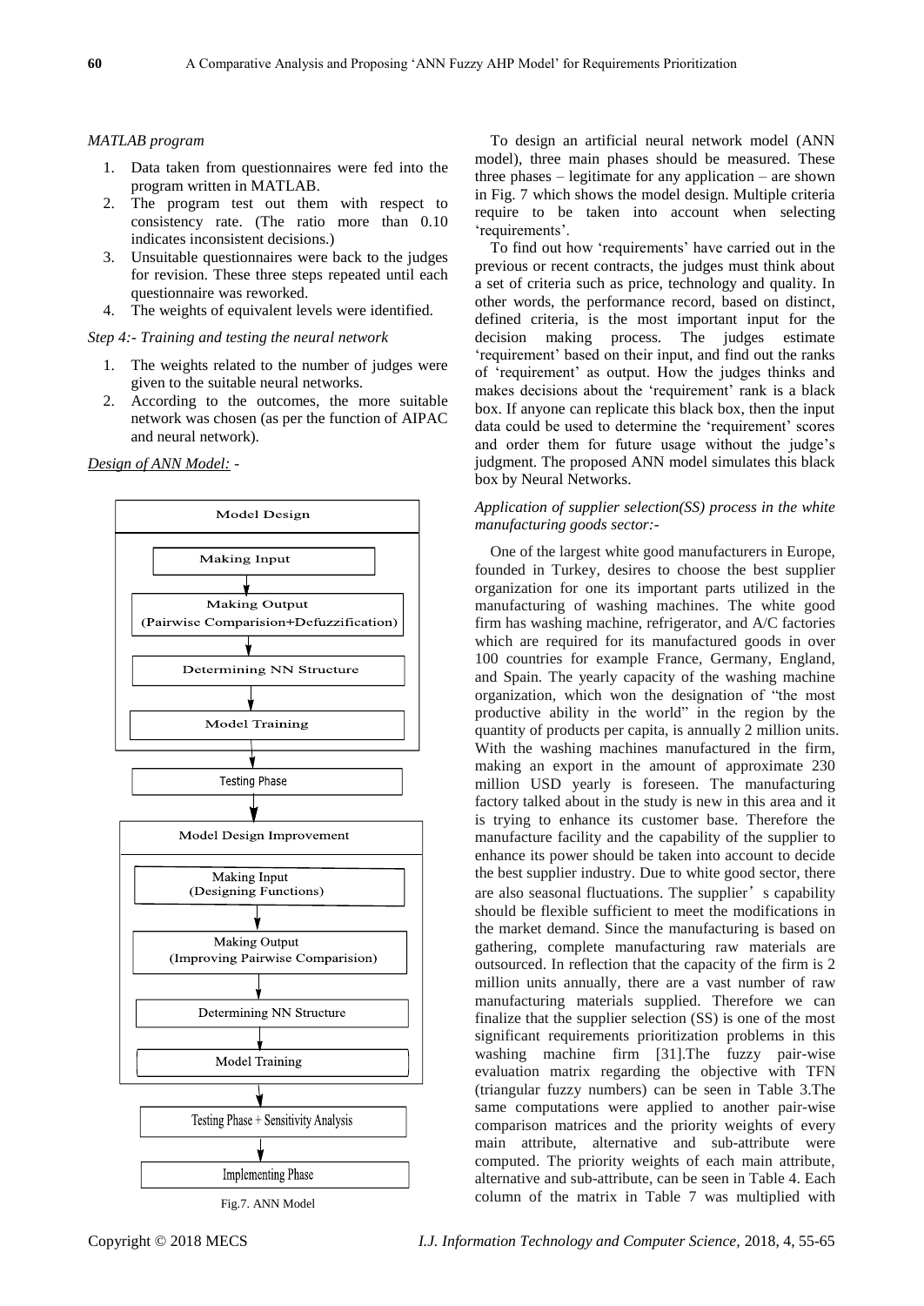*MATLAB program*

1. Data taken from questionnaires were fed into the program written in MATLAB.
2. The program test out them with respect to consistency rate. (The ratio more than 0.10 indicates inconsistent decisions.)
3. Unsuitable questionnaires were back to the judges for revision. These three steps repeated until each questionnaire was reworked.
4. The weights of equivalent levels were identified.

*Step 4:- Training and testing the neural network*

1. The weights related to the number of judges were given to the suitable neural networks.
2. According to the outcomes, the more suitable network was chosen (as per the function of AIPAC and neural network).

*Design of ANN Model: -*

Model Design
- Making Input
- Making Output (Pairwise Comparision+Defuzzification)
- Determining NN Structure
- Model Training

Testing Phase

Model Design Improvement
- Making Input (Designing Functions)
- Making Output (Improving Pairwise Comparision)
- Determining NN Structure
- Model Training

Testing Phase + Sensitivity Analysis

Implementing Phase

Fig.7. ANN Model

To design an artificial neural network model (ANN model), three main phases should be measured. These three phases – legitimate for any application – are shown in Fig. 7 which shows the model design. Multiple criteria require to be taken into account when selecting 'requirements'.

To find out how 'requirements' have carried out in the previous or recent contracts, the judges must think about a set of criteria such as price, technology and quality. In other words, the performance record, based on distinct, defined criteria, is the most important input for the decision making process. The judges estimate 'requirement' based on their input, and find out the ranks of 'requirement' as output. How the judges thinks and makes decisions about the 'requirement' rank is a black box. If anyone can replicate this black box, then the input data could be used to determine the 'requirement' scores and order them for future usage without the judge's judgment. The proposed ANN model simulates this black box by Neural Networks.

*Application of supplier selection(SS) process in the white manufacturing goods sector:-*

One of the largest white good manufacturers in Europe, founded in Turkey, desires to choose the best supplier organization for one its important parts utilized in the manufacturing of washing machines. The white good firm has washing machine, refrigerator, and A/C factories which are required for its manufactured goods in over 100 countries for example France, Germany, England, and Spain. The yearly capacity of the washing machine organization, which won the designation of "the most productive ability in the world" in the region by the quantity of products per capita, is annually 2 million units. With the washing machines manufactured in the firm, making an export in the amount of approximate 230 million USD yearly is foreseen. The manufacturing factory talked about in the study is new in this area and it is trying to enhance its customer base. Therefore the manufacture facility and the capability of the supplier to enhance its power should be taken into account to decide the best supplier industry. Due to white good sector, there are also seasonal fluctuations. The supplier's capability should be flexible sufficient to meet the modifications in the market demand. Since the manufacturing is based on gathering, complete manufacturing raw materials are outsourced. In reflection that the capacity of the firm is 2 million units annually, there are a vast number of raw manufacturing materials supplied. Therefore we can finalize that the supplier selection (SS) is one of the most significant requirements prioritization problems in this washing machine firm [31].The fuzzy pair-wise evaluation matrix regarding the objective with TFN (triangular fuzzy numbers) can be seen in Table 3.The same computations were applied to another pair-wise comparison matrices and the priority weights of every main attribute, alternative and sub-attribute were computed. The priority weights of each main attribute, alternative and sub-attribute, can be seen in Table 4. Each column of the matrix in Table 7 was multiplied with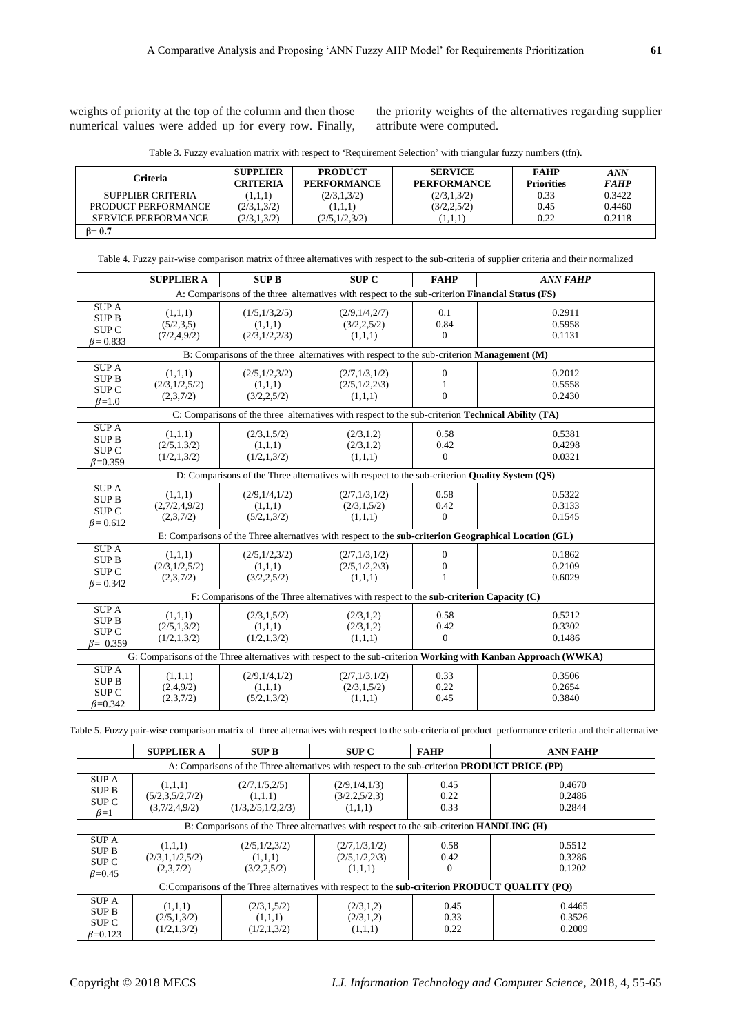weights of priority at the top of the column and then those numerical values were added up for every row. Finally, the priority weights of the alternatives regarding supplier attribute were computed.

Table 3. Fuzzy evaluation matrix with respect to 'Requirement Selection' with triangular fuzzy numbers (tfn).

| Criteria | SUPPLIER CRITERIA | PRODUCT PERFORMANCE | SERVICE PERFORMANCE | FAHP Priorities | *ANN FAHP* |
|---|---|---|---|---|---|
| SUPPLIER CRITERIA | (1,1,1) | (2/3,1,3/2) | (2/3,1,3/2) | 0.33 | 0.3422 |
| PRODUCT PERFORMANCE | (2/3,1,3/2) | (1,1,1) | (3/2,2,5/2) | 0.45 | 0.4460 |
| SERVICE PERFORMANCE | (2/3,1,3/2) | (2/5,1/2,3/2) | (1,1,1) | 0.22 | 0.2118 |
| **β= 0.7** | | | | | |

Table 4. Fuzzy pair-wise comparison matrix of three alternatives with respect to the sub-criteria of supplier criteria and their normalized

| | SUPPLIER A | SUP B | SUP C | FAHP | *ANN FAHP* |
|---|---|---|---|---|---|
| A: Comparisons of the three alternatives with respect to the sub-criterion **Financial Status (FS)** | | | | | |
| SUP A | (1,1,1) | (1/5,1/3,2/5) | (2/9,1/4,2/7) | 0.1 | 0.2911 |
| SUP B | (5/2,3,5) | (1,1,1) | (3/2,2,5/2) | 0.84 | 0.5958 |
| SUP C | (7/2,4,9/2) | (2/3,1/2,2/3) | (1,1,1) | 0 | 0.1131 |
| $\beta$= 0.833 | | | | | |
| B: Comparisons of the three alternatives with respect to the sub-criterion **Management (M)** | | | | | |
| SUP A | (1,1,1) | (2/5,1/2,3/2) | (2/7,1/3,1/2) | 0 | 0.2012 |
| SUP B | (2/3,1/2,5/2) | (1,1,1) | (2/5,1/2,2\3) | 1 | 0.5558 |
| SUP C | (2,3,7/2) | (3/2,2,5/2) | (1,1,1) | 0 | 0.2430 |
| $\beta$=1.0 | | | | | |
| C: Comparisons of the three alternatives with respect to the sub-criterion **Technical Ability (TA)** | | | | | |
| SUP A | (1,1,1) | (2/3,1,5/2) | (2/3,1,2) | 0.58 | 0.5381 |
| SUP B | (2/5,1,3/2) | (1,1,1) | (2/3,1,2) | 0.42 | 0.4298 |
| SUP C | (1/2,1,3/2) | (1/2,1,3/2) | (1,1,1) | 0 | 0.0321 |
| $\beta$=0.359 | | | | | |
| D: Comparisons of the Three alternatives with respect to the sub-criterion **Quality System (QS)** | | | | | |
| SUP A | (1,1,1) | (2/9,1/4,1/2) | (2/7,1/3,1/2) | 0.58 | 0.5322 |
| SUP B | (2,7/2,4,9/2) | (1,1,1) | (2/3,1,5/2) | 0.42 | 0.3133 |
| SUP C | (2,3,7/2) | (5/2,1,3/2) | (1,1,1) | 0 | 0.1545 |
| $\beta$= 0.612 | | | | | |
| E: Comparisons of the Three alternatives with respect to the **sub-criterion Geographical Location (GL)** | | | | | |
| SUP A | (1,1,1) | (2/5,1/2,3/2) | (2/7,1/3,1/2) | 0 | 0.1862 |
| SUP B | (2/3,1/2,5/2) | (1,1,1) | (2/5,1/2,2\3) | 0 | 0.2109 |
| SUP C | (2,3,7/2) | (3/2,2,5/2) | (1,1,1) | 1 | 0.6029 |
| $\beta$= 0.342 | | | | | |
| F: Comparisons of the Three alternatives with respect to the **sub-criterion Capacity (C)** | | | | | |
| SUP A | (1,1,1) | (2/3,1,5/2) | (2/3,1,2) | 0.58 | 0.5212 |
| SUP B | (2/5,1,3/2) | (1,1,1) | (2/3,1,2) | 0.42 | 0.3302 |
| SUP C | (1/2,1,3/2) | (1/2,1,3/2) | (1,1,1) | 0 | 0.1486 |
| $\beta$= 0.359 | | | | | |
| G: Comparisons of the Three alternatives with respect to the sub-criterion **Working with Kanban Approach (WWKA)** | | | | | |
| SUP A | (1,1,1) | (2/9,1/4,1/2) | (2/7,1/3,1/2) | 0.33 | 0.3506 |
| SUP B | (2,4,9/2) | (1,1,1) | (2/3,1,5/2) | 0.22 | 0.2654 |
| SUP C | (2,3,7/2) | (5/2,1,3/2) | (1,1,1) | 0.45 | 0.3840 |
| $\beta$=0.342 | | | | | |

Table 5. Fuzzy pair-wise comparison matrix of three alternatives with respect to the sub-criteria of product performance criteria and their alternative

| | SUPPLIER A | SUP B | SUP C | FAHP | ANN FAHP |
|---|---|---|---|---|---|
| A: Comparisons of the Three alternatives with respect to the sub-criterion **PRODUCT PRICE (PP)** | | | | | |
| SUP A | (1,1,1) | (2/7,1/5,2/5) | (2/9,1/4,1/3) | 0.45 | 0.4670 |
| SUP B | (5/2,3,5/2,7/2) | (1,1,1) | (3/2,2,5/2,3) | 0.22 | 0.2486 |
| SUP C | (3,7/2,4,9/2) | (1/3,2/5,1/2,2/3) | (1,1,1) | 0.33 | 0.2844 |
| $\beta$=1 | | | | | |
| B: Comparisons of the Three alternatives with respect to the sub-criterion **HANDLING (H)** | | | | | |
| SUP A | (1,1,1) | (2/5,1/2,3/2) | (2/7,1/3,1/2) | 0.58 | 0.5512 |
| SUP B | (2/3,1,1/2,5/2) | (1,1,1) | (2/5,1/2,2\3) | 0.42 | 0.3286 |
| SUP C | (2,3,7/2) | (3/2,2,5/2) | (1,1,1) | 0 | 0.1202 |
| $\beta$=0.45 | | | | | |
| C:Comparisons of the Three alternatives with respect to the **sub-criterion PRODUCT QUALITY (PQ)** | | | | | |
| SUP A | (1,1,1) | (2/3,1,5/2) | (2/3,1,2) | 0.45 | 0.4465 |
| SUP B | (2/5,1,3/2) | (1,1,1) | (2/3,1,2) | 0.33 | 0.3526 |
| SUP C | (1/2,1,3/2) | (1/2,1,3/2) | (1,1,1) | 0.22 | 0.2009 |
| $\beta$=0.123 | | | | | |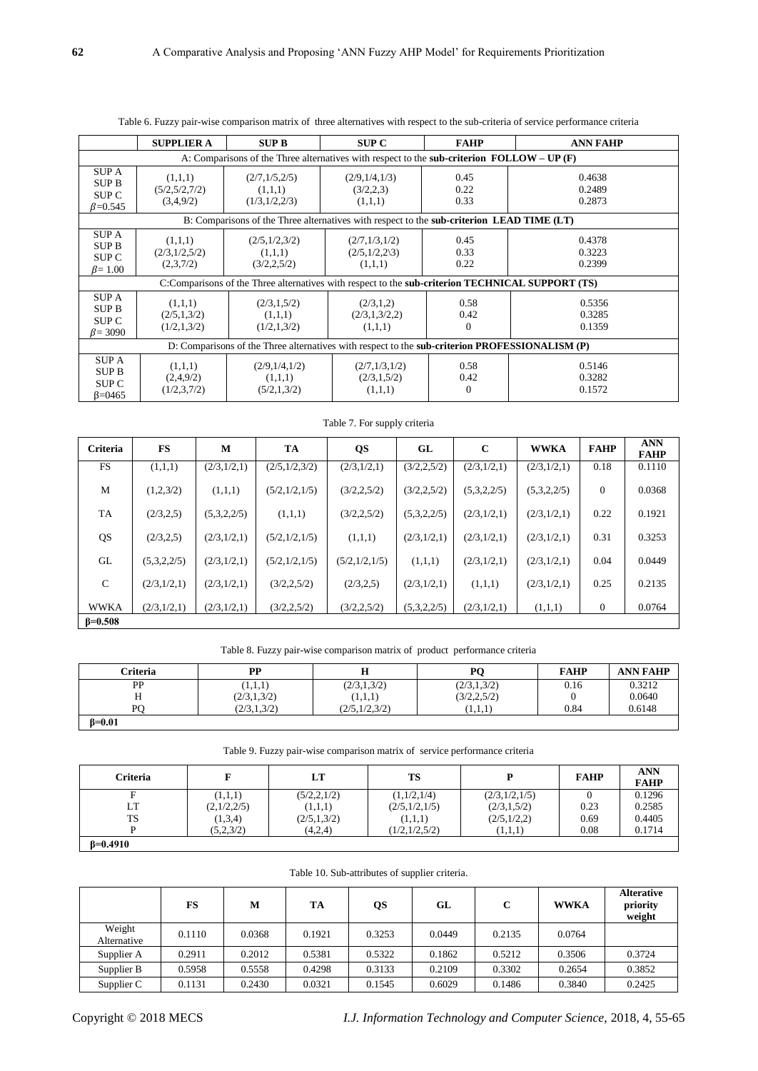Table 6. Fuzzy pair-wise comparison matrix of three alternatives with respect to the sub-criteria of service performance criteria

| | SUPPLIER A | SUP B | SUP C | FAHP | ANN FAHP |
|---|---|---|---|---|---|
| A: Comparisons of the Three alternatives with respect to the **sub-criterion FOLLOW – UP (F)** | | | | | |
| SUP A | (1,1,1) | (2/7,1/5,2/5) | (2/9,1/4,1/3) | 0.45 | 0.4638 |
| SUP B | (5/2,5/2,7/2) | (1,1,1) | (3/2,2,3) | 0.22 | 0.2489 |
| SUP C | (3,4,9/2) | (1/3,1/2,2/3) | (1,1,1) | 0.33 | 0.2873 |
| $\beta$=0.545 | | | | | |
| B: Comparisons of the Three alternatives with respect to the **sub-criterion LEAD TIME (LT)** | | | | | |
| SUP A | (1,1,1) | (2/5,1/2,3/2) | (2/7,1/3,1/2) | 0.45 | 0.4378 |
| SUP B | (2/3,1/2,5/2) | (1,1,1) | (2/5,1/2,2\3) | 0.33 | 0.3223 |
| SUP C | (2,3,7/2) | (3/2,2,5/2) | (1,1,1) | 0.22 | 0.2399 |
| $\beta$= 1.00 | | | | | |
| C:Comparisons of the Three alternatives with respect to the **sub-criterion TECHNICAL SUPPORT (TS)** | | | | | |
| SUP A | (1,1,1) | (2/3,1,5/2) | (2/3,1,2) | 0.58 | 0.5356 |
| SUP B | (2/5,1,3/2) | (1,1,1) | (2/3,1,3/2,2) | 0.42 | 0.3285 |
| SUP C | (1/2,1,3/2) | (1/2,1,3/2) | (1,1,1) | 0 | 0.1359 |
| $\beta$= 3090 | | | | | |
| D: Comparisons of the Three alternatives with respect to the **sub-criterion PROFESSIONALISM (P)** | | | | | |
| SUP A | (1,1,1) | (2/9,1/4,1/2) | (2/7,1/3,1/2) | 0.58 | 0.5146 |
| SUP B | (2,4,9/2) | (1,1,1) | (2/3,1,5/2) | 0.42 | 0.3282 |
| SUP C | (1/2,3,7/2) | (5/2,1,3/2) | (1,1,1) | 0 | 0.1572 |
| β=0465 | | | | | |

Table 7. For supply criteria

| Criteria | FS | M | TA | QS | GL | C | WWKA | FAHP | ANN FAHP |
|---|---|---|---|---|---|---|---|---|---|
| FS | (1,1,1) | (2/3,1/2,1) | (2/5,1/2,3/2) | (2/3,1/2,1) | (3/2,2,5/2) | (2/3,1/2,1) | (2/3,1/2,1) | 0.18 | 0.1110 |
| M | (1,2,3/2) | (1,1,1) | (5/2,1/2,1/5) | (3/2,2,5/2) | (3/2,2,5/2) | (5,3,2,2/5) | (5,3,2,2/5) | 0 | 0.0368 |
| TA | (2/3,2,5) | (5,3,2,2/5) | (1,1,1) | (3/2,2,5/2) | (5,3,2,2/5) | (2/3,1/2,1) | (2/3,1/2,1) | 0.22 | 0.1921 |
| QS | (2/3,2,5) | (2/3,1/2,1) | (5/2,1/2,1/5) | (1,1,1) | (2/3,1/2,1) | (2/3,1/2,1) | (2/3,1/2,1) | 0.31 | 0.3253 |
| GL | (5,3,2,2/5) | (2/3,1/2,1) | (5/2,1/2,1/5) | (5/2,1/2,1/5) | (1,1,1) | (2/3,1/2,1) | (2/3,1/2,1) | 0.04 | 0.0449 |
| C | (2/3,1/2,1) | (2/3,1/2,1) | (3/2,2,5/2) | (2/3,2,5) | (2/3,1/2,1) | (1,1,1) | (2/3,1/2,1) | 0.25 | 0.2135 |
| WWKA | (2/3,1/2,1) | (2/3,1/2,1) | (3/2,2,5/2) | (3/2,2,5/2) | (5,3,2,2/5) | (2/3,1/2,1) | (1,1,1) | 0 | 0.0764 |
| **β=0.508** | | | | | | | | | |

Table 8. Fuzzy pair-wise comparison matrix of product performance criteria

| Criteria | PP | H | PQ | FAHP | ANN FAHP |
|---|---|---|---|---|---|
| PP | (1,1,1) | (2/3,1,3/2) | (2/3,1,3/2) | 0.16 | 0.3212 |
| H | (2/3,1,3/2) | (1,1,1) | (3/2,2,5/2) | 0 | 0.0640 |
| PQ | (2/3,1,3/2) | (2/5,1/2,3/2) | (1,1,1) | 0.84 | 0.6148 |
| **β=0.01** | | | | | |

Table 9. Fuzzy pair-wise comparison matrix of service performance criteria

| Criteria | F | LT | TS | P | FAHP | ANN FAHP |
|---|---|---|---|---|---|---|
| F | (1,1,1) | (5/2,2,1/2) | (1,1/2,1/4) | (2/3,1/2,1/5) | 0 | 0.1296 |
| LT | (2,1/2,2/5) | (1,1,1) | (2/5,1/2,1/5) | (2/3,1,5/2) | 0.23 | 0.2585 |
| TS | (1,3,4) | (2/5,1,3/2) | (1,1,1) | (2/5,1/2,2) | 0.69 | 0.4405 |
| P | (5,2,3/2) | (4,2,4) | (1/2,1/2,5/2) | (1,1,1) | 0.08 | 0.1714 |
| **β=0.4910** | | | | | | |

Table 10. Sub-attributes of supplier criteria.

| | FS | M | TA | QS | GL | C | WWKA | Alterative priority weight |
|---|---|---|---|---|---|---|---|---|
| Weight Alternative | 0.1110 | 0.0368 | 0.1921 | 0.3253 | 0.0449 | 0.2135 | 0.0764 | |
| Supplier A | 0.2911 | 0.2012 | 0.5381 | 0.5322 | 0.1862 | 0.5212 | 0.3506 | 0.3724 |
| Supplier B | 0.5958 | 0.5558 | 0.4298 | 0.3133 | 0.2109 | 0.3302 | 0.2654 | 0.3852 |
| Supplier C | 0.1131 | 0.2430 | 0.0321 | 0.1545 | 0.6029 | 0.1486 | 0.3840 | 0.2425 |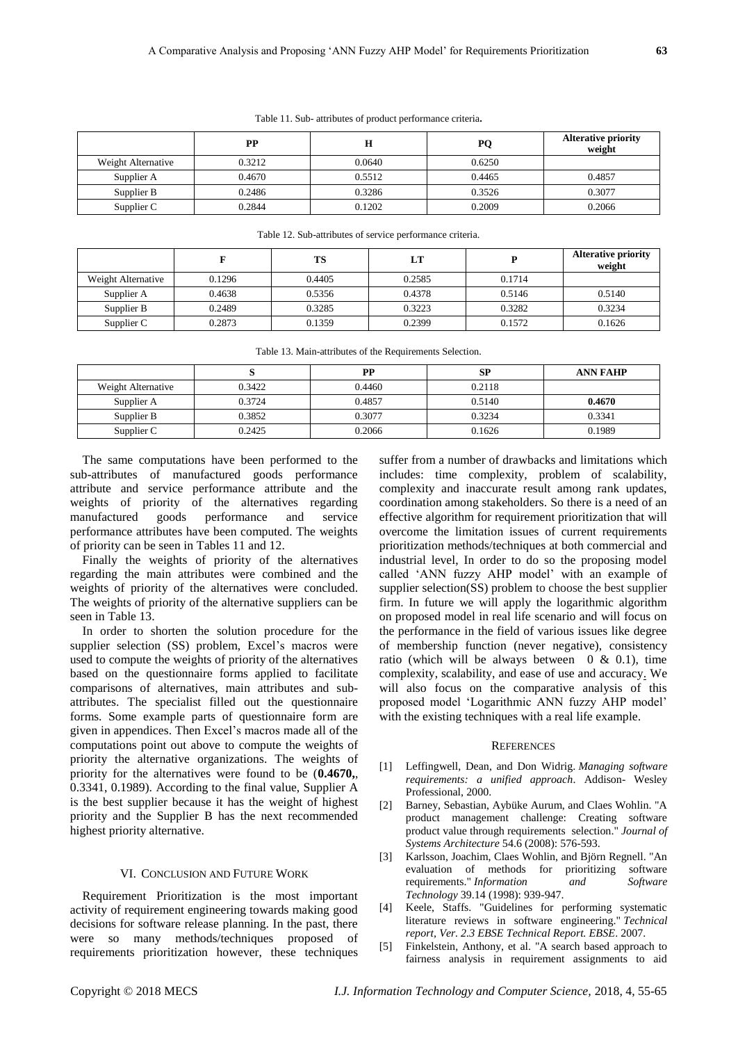Table 11. Sub- attributes of product performance criteria**.**

| | PP | H | PQ | Alterative priority weight |
|---|---|---|---|---|
| Weight Alternative | 0.3212 | 0.0640 | 0.6250 | |
| Supplier A | 0.4670 | 0.5512 | 0.4465 | 0.4857 |
| Supplier B | 0.2486 | 0.3286 | 0.3526 | 0.3077 |
| Supplier C | 0.2844 | 0.1202 | 0.2009 | 0.2066 |

Table 12. Sub-attributes of service performance criteria.

| | F | TS | LT | P | Alterative priority weight |
|---|---|---|---|---|---|
| Weight Alternative | 0.1296 | 0.4405 | 0.2585 | 0.1714 | |
| Supplier A | 0.4638 | 0.5356 | 0.4378 | 0.5146 | 0.5140 |
| Supplier B | 0.2489 | 0.3285 | 0.3223 | 0.3282 | 0.3234 |
| Supplier C | 0.2873 | 0.1359 | 0.2399 | 0.1572 | 0.1626 |

Table 13. Main-attributes of the Requirements Selection.

| | S | PP | SP | ANN FAHP |
|---|---|---|---|---|
| Weight Alternative | 0.3422 | 0.4460 | 0.2118 | |
| Supplier A | 0.3724 | 0.4857 | 0.5140 | **0.4670** |
| Supplier B | 0.3852 | 0.3077 | 0.3234 | 0.3341 |
| Supplier C | 0.2425 | 0.2066 | 0.1626 | 0.1989 |

The same computations have been performed to the sub-attributes of manufactured goods performance attribute and service performance attribute and the weights of priority of the alternatives regarding manufactured goods performance and service performance attributes have been computed. The weights of priority can be seen in Tables 11 and 12.

Finally the weights of priority of the alternatives regarding the main attributes were combined and the weights of priority of the alternatives were concluded. The weights of priority of the alternative suppliers can be seen in Table 13.

In order to shorten the solution procedure for the supplier selection (SS) problem, Excel's macros were used to compute the weights of priority of the alternatives based on the questionnaire forms applied to facilitate comparisons of alternatives, main attributes and sub-attributes. The specialist filled out the questionnaire forms. Some example parts of questionnaire form are given in appendices. Then Excel's macros made all of the computations point out above to compute the weights of priority the alternative organizations. The weights of priority for the alternatives were found to be (**0.4670,**, 0.3341, 0.1989). According to the final value, Supplier A is the best supplier because it has the weight of highest priority and the Supplier B has the next recommended highest priority alternative.

## VI. Conclusion and Future Work

Requirement Prioritization is the most important activity of requirement engineering towards making good decisions for software release planning. In the past, there were so many methods/techniques proposed of requirements prioritization however, these techniques suffer from a number of drawbacks and limitations which includes: time complexity, problem of scalability, complexity and inaccurate result among rank updates, coordination among stakeholders. So there is a need of an effective algorithm for requirement prioritization that will overcome the limitation issues of current requirements prioritization methods/techniques at both commercial and industrial level, In order to do so the proposing model called 'ANN fuzzy AHP model' with an example of supplier selection(SS) problem to choose the best supplier firm. In future we will apply the logarithmic algorithm on proposed model in real life scenario and will focus on the performance in the field of various issues like degree of membership function (never negative), consistency ratio (which will be always between 0 & 0.1), time complexity, scalability, and ease of use and accuracy. We will also focus on the comparative analysis of this proposed model 'Logarithmic ANN fuzzy AHP model' with the existing techniques with a real life example.

## References

[1] Leffingwell, Dean, and Don Widrig. *Managing software requirements: a unified approach*. Addison- Wesley Professional, 2000.

[2] Barney, Sebastian, Aybüke Aurum, and Claes Wohlin. "A product management challenge: Creating software product value through requirements selection." *Journal of Systems Architecture* 54.6 (2008): 576-593.

[3] Karlsson, Joachim, Claes Wohlin, and Björn Regnell. "An evaluation of methods for prioritizing software requirements." *Information and Software Technology* 39.14 (1998): 939-947.

[4] Keele, Staffs. "Guidelines for performing systematic literature reviews in software engineering." *Technical report, Ver. 2.3 EBSE Technical Report. EBSE*. 2007.

[5] Finkelstein, Anthony, et al. "A search based approach to fairness analysis in requirement assignments to aid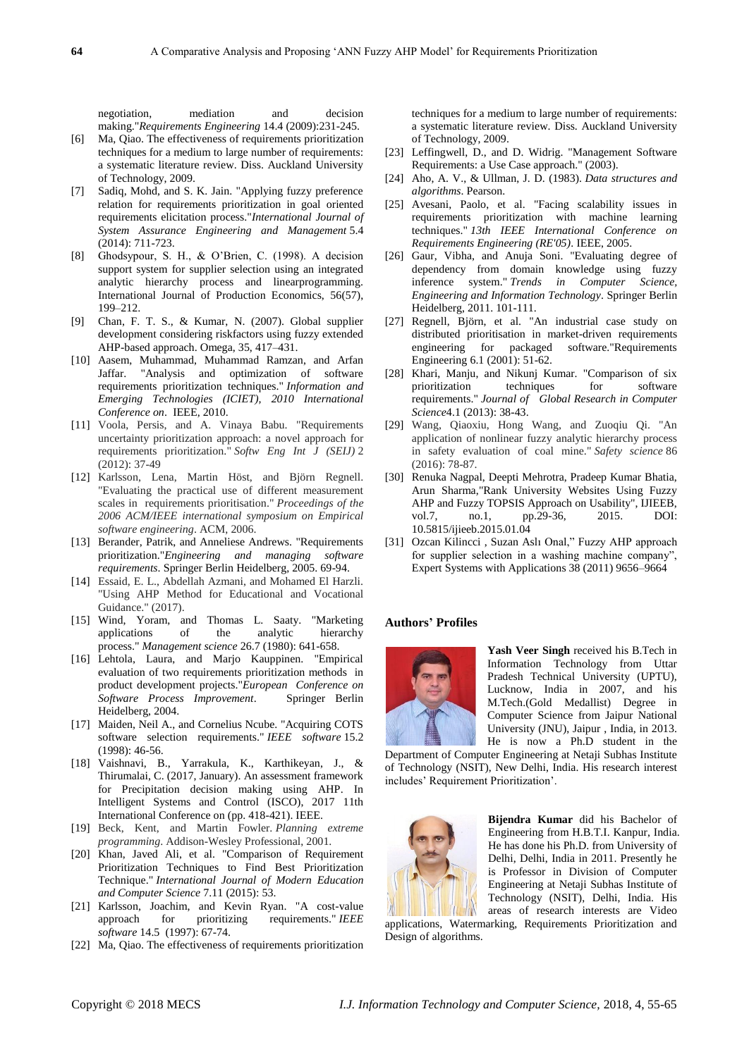negotiation, mediation and decision making."*Requirements Engineering* 14.4 (2009):231-245.

[6] Ma, Qiao. The effectiveness of requirements prioritization techniques for a medium to large number of requirements: a systematic literature review. Diss. Auckland University of Technology, 2009.

[7] Sadiq, Mohd, and S. K. Jain. "Applying fuzzy preference relation for requirements prioritization in goal oriented requirements elicitation process."*International Journal of System Assurance Engineering and Management* 5.4 (2014): 711-723.

[8] Ghodsypour, S. H., & O'Brien, C. (1998). A decision support system for supplier selection using an integrated analytic hierarchy process and linearprogramming. International Journal of Production Economics, 56(57), 199–212.

[9] Chan, F. T. S., & Kumar, N. (2007). Global supplier development considering riskfactors using fuzzy extended AHP-based approach. Omega, 35, 417–431.

[10] Aasem, Muhammad, Muhammad Ramzan, and Arfan Jaffar. "Analysis and optimization of software requirements prioritization techniques." *Information and Emerging Technologies (ICIET), 2010 International Conference on*. IEEE, 2010.

[11] Voola, Persis, and A. Vinaya Babu. "Requirements uncertainty prioritization approach: a novel approach for requirements prioritization." *Softw Eng Int J (SEIJ)* 2 (2012): 37-49

[12] Karlsson, Lena, Martin Höst, and Björn Regnell. "Evaluating the practical use of different measurement scales in requirements prioritisation." *Proceedings of the 2006 ACM/IEEE international symposium on Empirical software engineering*. ACM, 2006.

[13] Berander, Patrik, and Anneliese Andrews. "Requirements prioritization."*Engineering and managing software requirements*. Springer Berlin Heidelberg, 2005. 69-94.

[14] Essaid, E. L., Abdellah Azmani, and Mohamed El Harzli. "Using AHP Method for Educational and Vocational Guidance." (2017).

[15] Wind, Yoram, and Thomas L. Saaty. "Marketing applications of the analytic hierarchy process." *Management science* 26.7 (1980): 641-658.

[16] Lehtola, Laura, and Marjo Kauppinen. "Empirical evaluation of two requirements prioritization methods in product development projects."*European Conference on Software Process Improvement*. Springer Berlin Heidelberg, 2004.

[17] Maiden, Neil A., and Cornelius Ncube. "Acquiring COTS software selection requirements." *IEEE software* 15.2 (1998): 46-56.

[18] Vaishnavi, B., Yarrakula, K., Karthikeyan, J., & Thirumalai, C. (2017, January). An assessment framework for Precipitation decision making using AHP. In Intelligent Systems and Control (ISCO), 2017 11th International Conference on (pp. 418-421). IEEE.

[19] Beck, Kent, and Martin Fowler. *Planning extreme programming*. Addison-Wesley Professional, 2001.

[20] Khan, Javed Ali, et al. "Comparison of Requirement Prioritization Techniques to Find Best Prioritization Technique." *International Journal of Modern Education and Computer Science* 7.11 (2015): 53.

[21] Karlsson, Joachim, and Kevin Ryan. "A cost-value approach for prioritizing requirements." *IEEE software* 14.5 (1997): 67-74.

[22] Ma, Qiao. The effectiveness of requirements prioritization techniques for a medium to large number of requirements: a systematic literature review. Diss. Auckland University of Technology, 2009.

[23] Leffingwell, D., and D. Widrig. "Management Software Requirements: a Use Case approach." (2003).

[24] Aho, A. V., & Ullman, J. D. (1983). *Data structures and algorithms*. Pearson.

[25] Avesani, Paolo, et al. "Facing scalability issues in requirements prioritization with machine learning techniques." *13th IEEE International Conference on Requirements Engineering (RE'05)*. IEEE, 2005.

[26] Gaur, Vibha, and Anuja Soni. "Evaluating degree of dependency from domain knowledge using fuzzy inference system." *Trends in Computer Science, Engineering and Information Technology*. Springer Berlin Heidelberg, 2011. 101-111.

[27] Regnell, Björn, et al. "An industrial case study on distributed prioritisation in market-driven requirements engineering for packaged software."Requirements Engineering 6.1 (2001): 51-62.

[28] Khari, Manju, and Nikunj Kumar. "Comparison of six prioritization techniques for software requirements." *Journal of Global Research in Computer Science*4.1 (2013): 38-43.

[29] Wang, Qiaoxiu, Hong Wang, and Zuoqiu Qi. "An application of nonlinear fuzzy analytic hierarchy process in safety evaluation of coal mine." *Safety science* 86 (2016): 78-87.

[30] Renuka Nagpal, Deepti Mehrotra, Pradeep Kumar Bhatia, Arun Sharma,"Rank University Websites Using Fuzzy AHP and Fuzzy TOPSIS Approach on Usability", IJIEEB, vol.7, no.1, pp.29-36, 2015. DOI: 10.5815/ijieeb.2015.01.04

[31] Ozcan Kilincci , Suzan Aslı Onal," Fuzzy AHP approach for supplier selection in a washing machine company", Expert Systems with Applications 38 (2011) 9656–9664

## Authors' Profiles

**Yash Veer Singh** received his B.Tech in Information Technology from Uttar Pradesh Technical University (UPTU), Lucknow, India in 2007, and his M.Tech.(Gold Medallist) Degree in Computer Science from Jaipur National University (JNU), Jaipur , India, in 2013. He is now a Ph.D student in the Department of Computer Engineering at Netaji Subhas Institute of Technology (NSIT), New Delhi, India. His research interest includes' Requirement Prioritization'.

**Bijendra Kumar** did his Bachelor of Engineering from H.B.T.I. Kanpur, India. He has done his Ph.D. from University of Delhi, Delhi, India in 2011. Presently he is Professor in Division of Computer Engineering at Netaji Subhas Institute of Technology (NSIT), Delhi, India. His areas of research interests are Video applications, Watermarking, Requirements Prioritization and Design of algorithms.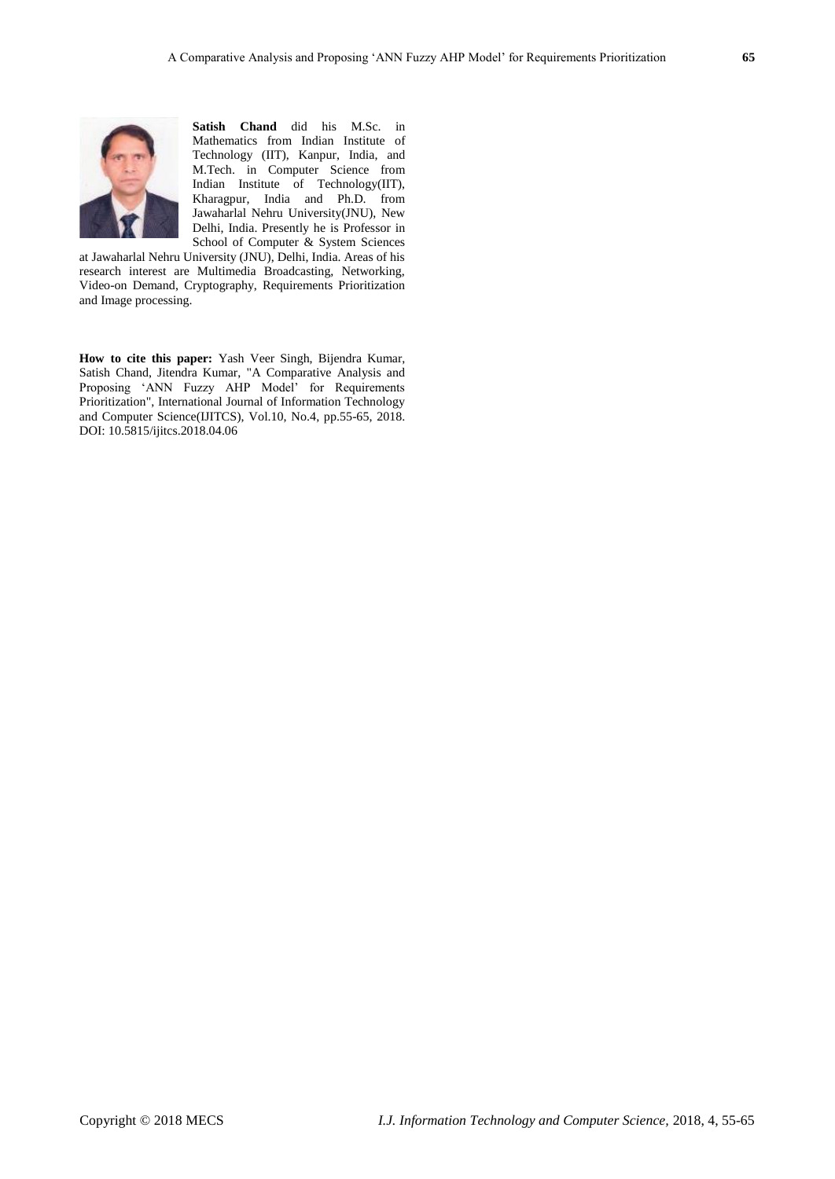**Satish Chand** did his M.Sc. in Mathematics from Indian Institute of Technology (IIT), Kanpur, India, and M.Tech. in Computer Science from Indian Institute of Technology(IIT), Kharagpur, India and Ph.D. from Jawaharlal Nehru University(JNU), New Delhi, India. Presently he is Professor in School of Computer & System Sciences at Jawaharlal Nehru University (JNU), Delhi, India. Areas of his research interest are Multimedia Broadcasting, Networking, Video-on Demand, Cryptography, Requirements Prioritization and Image processing.

**How to cite this paper:** Yash Veer Singh, Bijendra Kumar, Satish Chand, Jitendra Kumar, "A Comparative Analysis and Proposing 'ANN Fuzzy AHP Model' for Requirements Prioritization", International Journal of Information Technology and Computer Science(IJITCS), Vol.10, No.4, pp.55-65, 2018. DOI: 10.5815/ijitcs.2018.04.06